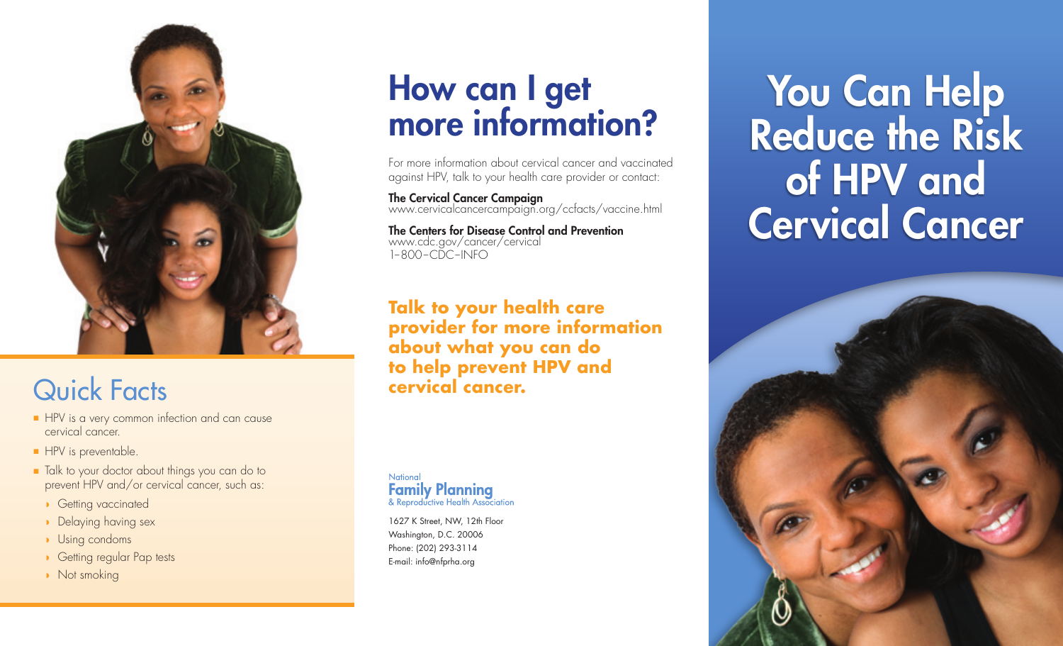## Quick Facts

- HPV is a very common infection and can cause cervical cancer.
- HPV is preventable.
- Talk to your doctor about things you can do to prevent HPV and/or cervical cancer, such as:
  - Getting vaccinated
  - Delaying having sex
  - Using condoms
  - Getting regular Pap tests
  - Not smoking

# How can I get more information?

For more information about cervical cancer and vaccinated against HPV, talk to your health care provider or contact:

**The Cervical Cancer Campaign**
www.cervicalcancercampaign.org/ccfacts/vaccine.html

**The Centers for Disease Control and Prevention**
www.cdc.gov/cancer/cervical
1-800-CDC-INFO

**Talk to your health care provider for more information about what you can do to help prevent HPV and cervical cancer.**

National
**Family Planning**
& Reproductive Health Association

1627 K Street, NW, 12th Floor
Washington, D.C. 20006
Phone: (202) 293-3114
E-mail: info@nfprha.org

# You Can Help Reduce the Risk of HPV and Cervical Cancer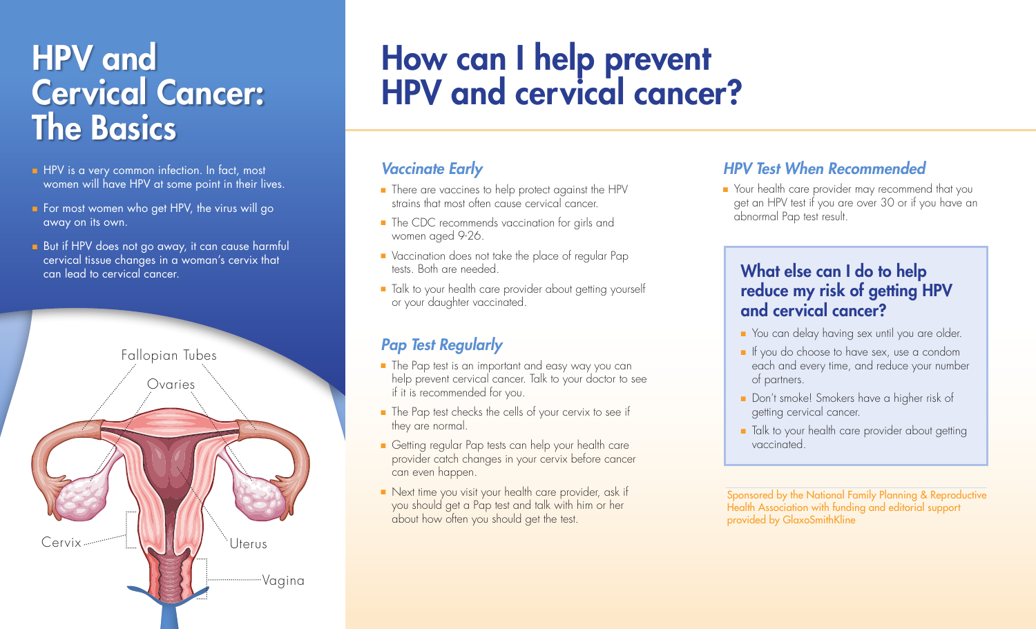# HPV and Cervical Cancer: The Basics

- HPV is a very common infection. In fact, most women will have HPV at some point in their lives.
- For most women who get HPV, the virus will go away on its own.
- But if HPV does not go away, it can cause harmful cervical tissue changes in a woman's cervix that can lead to cervical cancer.

Fallopian Tubes

Ovaries

Cervix

Uterus

Vagina

# How can I help prevent HPV and cervical cancer?

## *Vaccinate Early*

- There are vaccines to help protect against the HPV strains that most often cause cervical cancer.
- The CDC recommends vaccination for girls and women aged 9-26.
- Vaccination does not take the place of regular Pap tests. Both are needed.
- Talk to your health care provider about getting yourself or your daughter vaccinated.

## *Pap Test Regularly*

- The Pap test is an important and easy way you can help prevent cervical cancer. Talk to your doctor to see if it is recommended for you.
- The Pap test checks the cells of your cervix to see if they are normal.
- Getting regular Pap tests can help your health care provider catch changes in your cervix before cancer can even happen.
- Next time you visit your health care provider, ask if you should get a Pap test and talk with him or her about how often you should get the test.

## *HPV Test When Recommended*

- Your health care provider may recommend that you get an HPV test if you are over 30 or if you have an abnormal Pap test result.

### What else can I do to help reduce my risk of getting HPV and cervical cancer?

- You can delay having sex until you are older.
- If you do choose to have sex, use a condom each and every time, and reduce your number of partners.
- Don't smoke! Smokers have a higher risk of getting cervical cancer.
- Talk to your health care provider about getting vaccinated.

Sponsored by the National Family Planning & Reproductive Health Association with funding and editorial support provided by GlaxoSmithKline